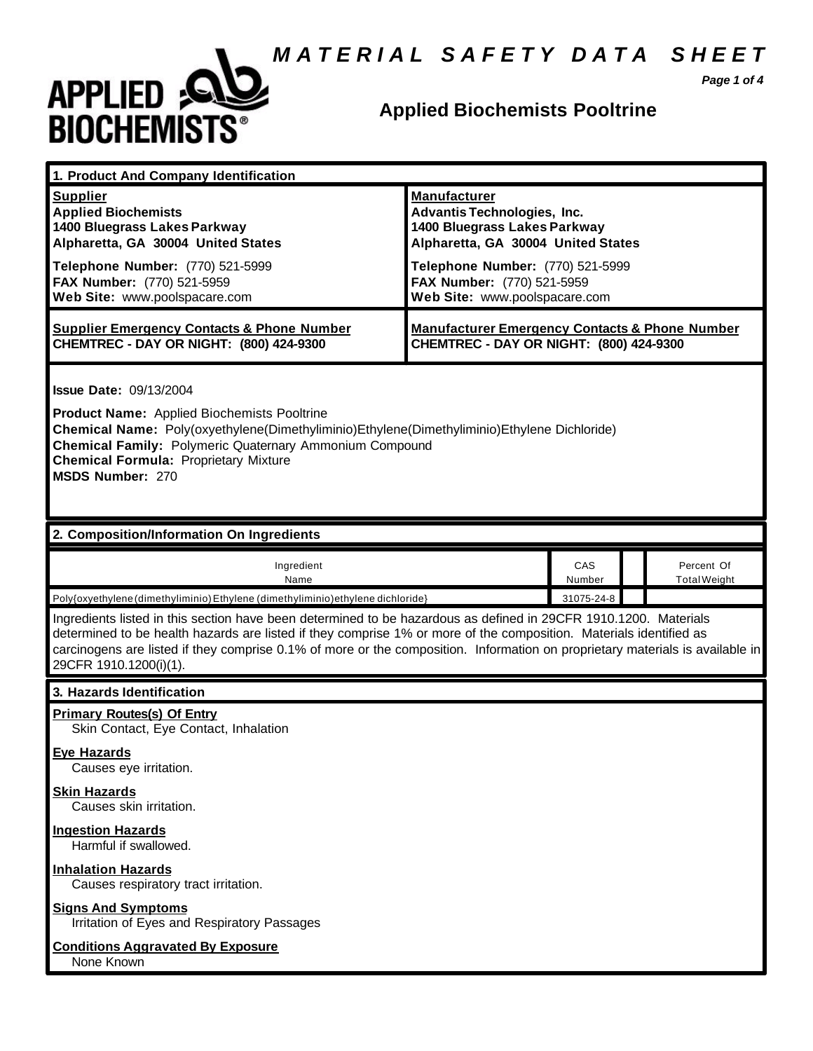# MATERIAL SAFETY DATA SHEET

**APPLIED BIOCHEMISTS**

## Applied Biochemists Pooltrine

### 1. Product And Company Identification

| **Supplier** | **Manufacturer** |
|---|---|
| **Applied Biochemists**<br>**1400 Bluegrass Lakes Parkway**<br>**Alpharetta, GA 30004 United States** | **Advantis Technologies, Inc.**<br>**1400 Bluegrass Lakes Parkway**<br>**Alpharetta, GA 30004 United States** |
| **Telephone Number:** (770) 521-5999<br>**FAX Number:** (770) 521-5959<br>**Web Site:** www.poolspacare.com | **Telephone Number:** (770) 521-5999<br>**FAX Number:** (770) 521-5959<br>**Web Site:** www.poolspacare.com |
| **Supplier Emergency Contacts & Phone Number**<br>**CHEMTREC - DAY OR NIGHT: (800) 424-9300** | **Manufacturer Emergency Contacts & Phone Number**<br>**CHEMTREC - DAY OR NIGHT: (800) 424-9300** |

**Issue Date:** 09/13/2004

**Product Name:** Applied Biochemists Pooltrine
**Chemical Name:** Poly(oxyethylene(Dimethyliminio)Ethylene(Dimethyliminio)Ethylene Dichloride)
**Chemical Family:** Polymeric Quaternary Ammonium Compound
**Chemical Formula:** Proprietary Mixture
**MSDS Number:** 270

### 2. Composition/Information On Ingredients

| Ingredient Name | CAS Number | | Percent Of Total Weight |
|---|---|---|---|
| Poly{oxyethylene(dimethyliminio)Ethylene (dimethyliminio)ethylene dichloride} | 31075-24-8 | | |

Ingredients listed in this section have been determined to be hazardous as defined in 29CFR 1910.1200. Materials determined to be health hazards are listed if they comprise 1% or more of the composition. Materials identified as carcinogens are listed if they comprise 0.1% of more or the composition. Information on proprietary materials is available in 29CFR 1910.1200(i)(1).

### 3. Hazards Identification

**Primary Routes(s) Of Entry**
Skin Contact, Eye Contact, Inhalation

**Eye Hazards**
Causes eye irritation.

**Skin Hazards**
Causes skin irritation.

**Ingestion Hazards**
Harmful if swallowed.

**Inhalation Hazards**
Causes respiratory tract irritation.

**Signs And Symptoms**
Irritation of Eyes and Respiratory Passages

**Conditions Aggravated By Exposure**
None Known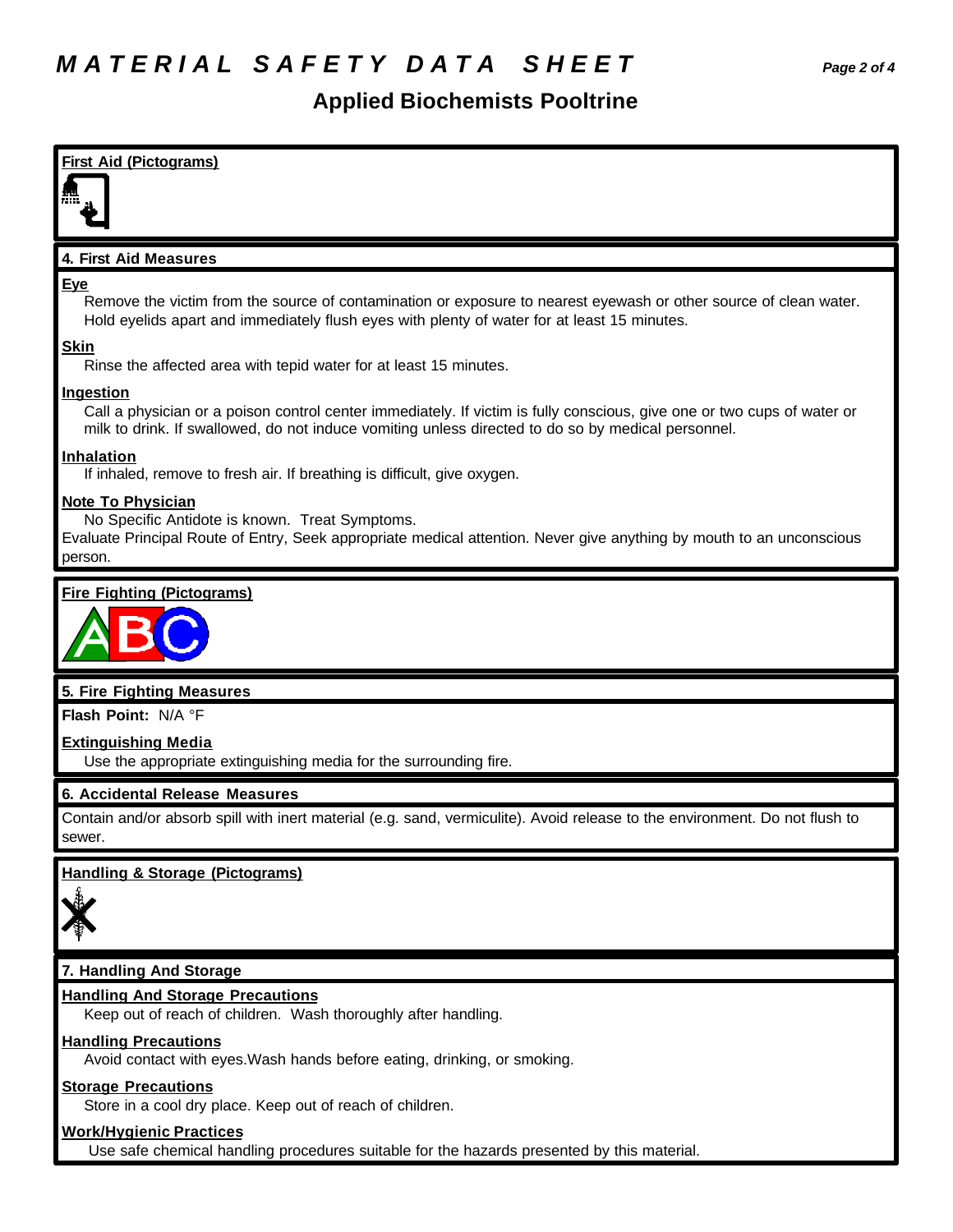# MATERIAL SAFETY DATA SHEET

## Applied Biochemists Pooltrine

**First Aid (Pictograms)**

### 4. First Aid Measures

**Eye**

Remove the victim from the source of contamination or exposure to nearest eyewash or other source of clean water. Hold eyelids apart and immediately flush eyes with plenty of water for at least 15 minutes.

**Skin**

Rinse the affected area with tepid water for at least 15 minutes.

**Ingestion**

Call a physician or a poison control center immediately. If victim is fully conscious, give one or two cups of water or milk to drink. If swallowed, do not induce vomiting unless directed to do so by medical personnel.

**Inhalation**

If inhaled, remove to fresh air. If breathing is difficult, give oxygen.

**Note To Physician**

No Specific Antidote is known. Treat Symptoms.

Evaluate Principal Route of Entry, Seek appropriate medical attention. Never give anything by mouth to an unconscious person.

**Fire Fighting (Pictograms)**

### 5. Fire Fighting Measures

**Flash Point:** N/A °F

**Extinguishing Media**

Use the appropriate extinguishing media for the surrounding fire.

### 6. Accidental Release Measures

Contain and/or absorb spill with inert material (e.g. sand, vermiculite). Avoid release to the environment. Do not flush to sewer.

**Handling & Storage (Pictograms)**

### 7. Handling And Storage

**Handling And Storage Precautions**

Keep out of reach of children. Wash thoroughly after handling.

**Handling Precautions**

Avoid contact with eyes.Wash hands before eating, drinking, or smoking.

**Storage Precautions**

Store in a cool dry place. Keep out of reach of children.

**Work/Hygienic Practices**

Use safe chemical handling procedures suitable for the hazards presented by this material.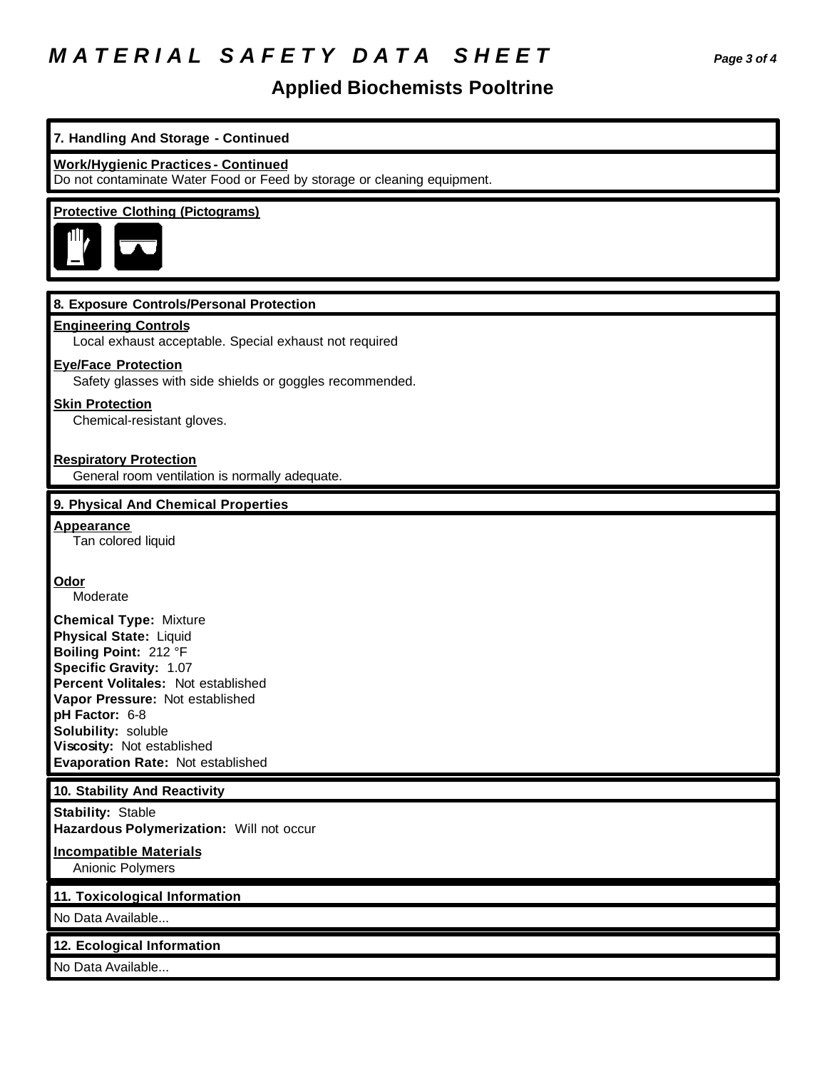# MATERIAL SAFETY DATA SHEET

## Applied Biochemists Pooltrine

### 7. Handling And Storage - Continued

**Work/Hygienic Practices - Continued**

Do not contaminate Water Food or Feed by storage or cleaning equipment.

**Protective Clothing (Pictograms)**

### 8. Exposure Controls/Personal Protection

**Engineering Controls**

Local exhaust acceptable. Special exhaust not required

**Eye/Face Protection**

Safety glasses with side shields or goggles recommended.

**Skin Protection**

Chemical-resistant gloves.

**Respiratory Protection**

General room ventilation is normally adequate.

### 9. Physical And Chemical Properties

**Appearance**

Tan colored liquid

**Odor**

Moderate

**Chemical Type:** Mixture
**Physical State:** Liquid
**Boiling Point:** 212 °F
**Specific Gravity:** 1.07
**Percent Volitales:** Not established
**Vapor Pressure:** Not established
**pH Factor:** 6-8
**Solubility:** soluble
**Viscosity:** Not established
**Evaporation Rate:** Not established

### 10. Stability And Reactivity

**Stability:** Stable
**Hazardous Polymerization:** Will not occur

**Incompatible Materials**

Anionic Polymers

### 11. Toxicological Information

No Data Available...

### 12. Ecological Information

No Data Available...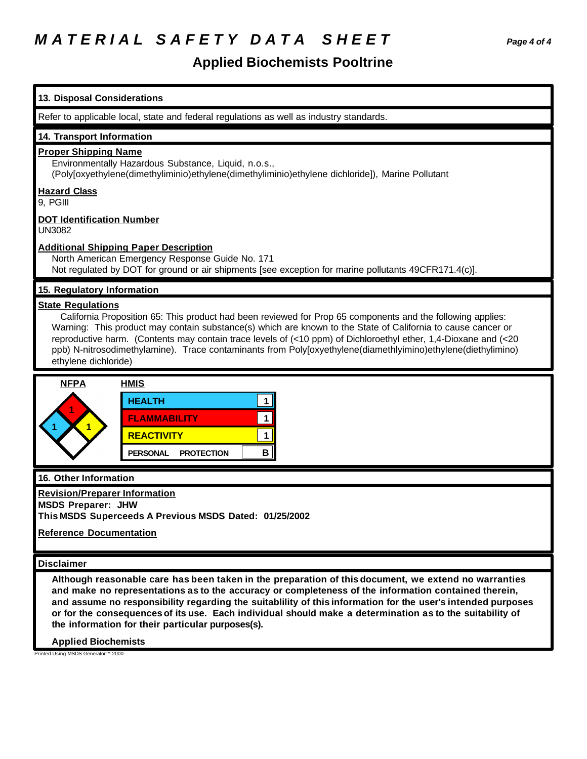# MATERIAL SAFETY DATA SHEET

## Applied Biochemists Pooltrine

### 13. Disposal Considerations

Refer to applicable local, state and federal regulations as well as industry standards.

### 14. Transport Information

**Proper Shipping Name**

Environmentally Hazardous Substance, Liquid, n.o.s., (Poly[oxyethylene(dimethyliminio)ethylene(dimethyliminio)ethylene dichloride]), Marine Pollutant

**Hazard Class**

9, PGIII

**DOT Identification Number**

UN3082

**Additional Shipping Paper Description**

North American Emergency Response Guide No. 171

Not regulated by DOT for ground or air shipments [see exception for marine pollutants 49CFR171.4(c)].

### 15. Regulatory Information

**State Regulations**

California Proposition 65: This product had been reviewed for Prop 65 components and the following applies: Warning: This product may contain substance(s) which are known to the State of California to cause cancer or reproductive harm. (Contents may contain trace levels of (<10 ppm) of Dichloroethyl ether, 1,4-Dioxane and (<20 ppb) N-nitrosodimethylamine). Trace contaminants from Poly[oxyethylene(diamethlyimino)ethylene(diethylimino) ethylene dichloride)

**NFPA**

Flammability: 1
Health: 1
Reactivity: 1

**HMIS**

| | |
|---|---|
| HEALTH | 1 |
| FLAMMABILITY | 1 |
| REACTIVITY | 1 |
| PERSONAL PROTECTION | B |

### 16. Other Information

**Revision/Preparer Information**

**MSDS Preparer: JHW**

**This MSDS Superceeds A Previous MSDS Dated: 01/25/2002**

**Reference Documentation**

### Disclaimer

**Although reasonable care has been taken in the preparation of this document, we extend no warranties and make no representations as to the accuracy or completeness of the information contained therein, and assume no responsibility regarding the suitablility of this information for the user's intended purposes or for the consequences of its use. Each individual should make a determination as to the suitability of the information for their particular purposes(s).**

**Applied Biochemists**

Printed Using MSDS Generator™ 2000